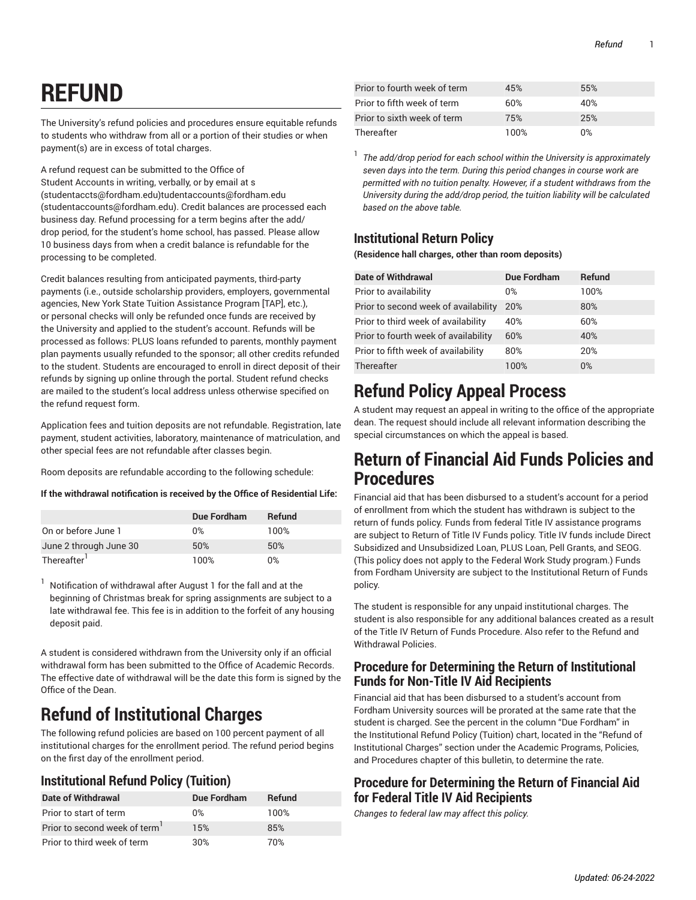# REFUND

The University's refund policies and procedures ensure equitable refunds to students who withdraw from all or a portion of their studies or when payment(s) are in excess of total charges.

A refund request can be submitted to the Office of Student Accounts in writing, verbally, or by email at s (studentaccts@fordham.edu)tudentaccounts@fordham.edu (studentaccounts@fordham.edu). Credit balances are processed each business day. Refund processing for a term begins after the add/drop period, for the student's home school, has passed. Please allow 10 business days from when a credit balance is refundable for the processing to be completed.

Credit balances resulting from anticipated payments, third-party payments (i.e., outside scholarship providers, employers, governmental agencies, New York State Tuition Assistance Program [TAP], etc.), or personal checks will only be refunded once funds are received by the University and applied to the student's account. Refunds will be processed as follows: PLUS loans refunded to parents, monthly payment plan payments usually refunded to the sponsor; all other credits refunded to the student. Students are encouraged to enroll in direct deposit of their refunds by signing up online through the portal. Student refund checks are mailed to the student's local address unless otherwise specified on the refund request form.

Application fees and tuition deposits are not refundable. Registration, late payment, student activities, laboratory, maintenance of matriculation, and other special fees are not refundable after classes begin.

Room deposits are refundable according to the following schedule:

**If the withdrawal notification is received by the Office of Residential Life:**

| | Due Fordham | Refund |
|---|---|---|
| On or before June 1 | 0% | 100% |
| June 2 through June 30 | 50% | 50% |
| Thereafter[1] | 100% | 0% |

[1] Notification of withdrawal after August 1 for the fall and at the beginning of Christmas break for spring assignments are subject to a late withdrawal fee. This fee is in addition to the forfeit of any housing deposit paid.

A student is considered withdrawn from the University only if an official withdrawal form has been submitted to the Office of Academic Records. The effective date of withdrawal will be the date this form is signed by the Office of the Dean.

# Refund of Institutional Charges

The following refund policies are based on 100 percent payment of all institutional charges for the enrollment period. The refund period begins on the first day of the enrollment period.

## Institutional Refund Policy (Tuition)

| Date of Withdrawal | Due Fordham | Refund |
|---|---|---|
| Prior to start of term | 0% | 100% |
| Prior to second week of term[1] | 15% | 85% |
| Prior to third week of term | 30% | 70% |
| Prior to fourth week of term | 45% | 55% |
| Prior to fifth week of term | 60% | 40% |
| Prior to sixth week of term | 75% | 25% |
| Thereafter | 100% | 0% |

[1] *The add/drop period for each school within the University is approximately seven days into the term. During this period changes in course work are permitted with no tuition penalty. However, if a student withdraws from the University during the add/drop period, the tuition liability will be calculated based on the above table.*

## Institutional Return Policy

**(Residence hall charges, other than room deposits)**

| Date of Withdrawal | Due Fordham | Refund |
|---|---|---|
| Prior to availability | 0% | 100% |
| Prior to second week of availability | 20% | 80% |
| Prior to third week of availability | 40% | 60% |
| Prior to fourth week of availability | 60% | 40% |
| Prior to fifth week of availability | 80% | 20% |
| Thereafter | 100% | 0% |

# Refund Policy Appeal Process

A student may request an appeal in writing to the office of the appropriate dean. The request should include all relevant information describing the special circumstances on which the appeal is based.

# Return of Financial Aid Funds Policies and Procedures

Financial aid that has been disbursed to a student's account for a period of enrollment from which the student has withdrawn is subject to the return of funds policy. Funds from federal Title IV assistance programs are subject to Return of Title IV Funds policy. Title IV funds include Direct Subsidized and Unsubsidized Loan, PLUS Loan, Pell Grants, and SEOG. (This policy does not apply to the Federal Work Study program.) Funds from Fordham University are subject to the Institutional Return of Funds policy.

The student is responsible for any unpaid institutional charges. The student is also responsible for any additional balances created as a result of the Title IV Return of Funds Procedure. Also refer to the Refund and Withdrawal Policies.

## Procedure for Determining the Return of Institutional Funds for Non-Title IV Aid Recipients

Financial aid that has been disbursed to a student's account from Fordham University sources will be prorated at the same rate that the student is charged. See the percent in the column "Due Fordham" in the Institutional Refund Policy (Tuition) chart, located in the "Refund of Institutional Charges" section under the Academic Programs, Policies, and Procedures chapter of this bulletin, to determine the rate.

## Procedure for Determining the Return of Financial Aid for Federal Title IV Aid Recipients

*Changes to federal law may affect this policy.*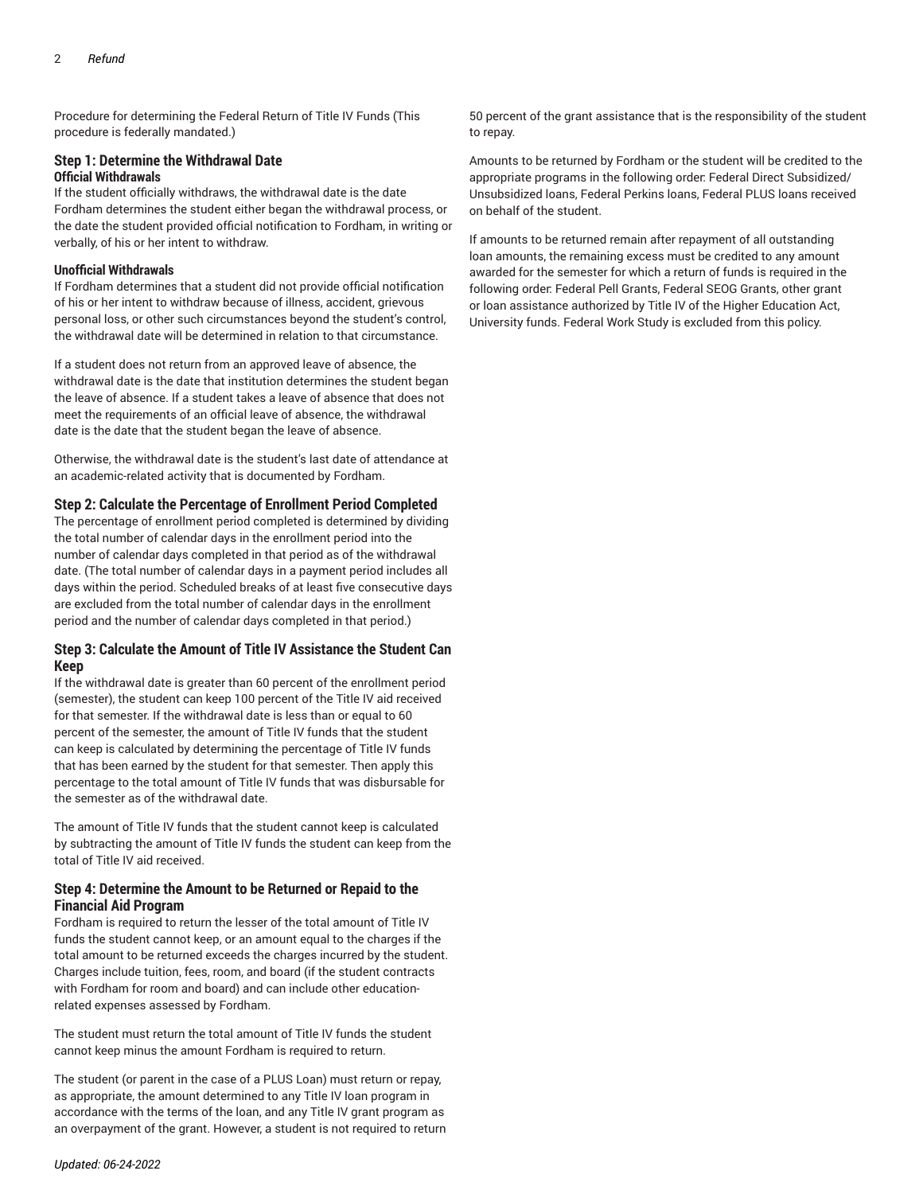Procedure for determining the Federal Return of Title IV Funds (This procedure is federally mandated.)

### Step 1: Determine the Withdrawal Date

#### Official Withdrawals

If the student officially withdraws, the withdrawal date is the date Fordham determines the student either began the withdrawal process, or the date the student provided official notification to Fordham, in writing or verbally, of his or her intent to withdraw.

#### Unofficial Withdrawals

If Fordham determines that a student did not provide official notification of his or her intent to withdraw because of illness, accident, grievous personal loss, or other such circumstances beyond the student's control, the withdrawal date will be determined in relation to that circumstance.

If a student does not return from an approved leave of absence, the withdrawal date is the date that institution determines the student began the leave of absence. If a student takes a leave of absence that does not meet the requirements of an official leave of absence, the withdrawal date is the date that the student began the leave of absence.

Otherwise, the withdrawal date is the student's last date of attendance at an academic-related activity that is documented by Fordham.

### Step 2: Calculate the Percentage of Enrollment Period Completed

The percentage of enrollment period completed is determined by dividing the total number of calendar days in the enrollment period into the number of calendar days completed in that period as of the withdrawal date. (The total number of calendar days in a payment period includes all days within the period. Scheduled breaks of at least five consecutive days are excluded from the total number of calendar days in the enrollment period and the number of calendar days completed in that period.)

### Step 3: Calculate the Amount of Title IV Assistance the Student Can Keep

If the withdrawal date is greater than 60 percent of the enrollment period (semester), the student can keep 100 percent of the Title IV aid received for that semester. If the withdrawal date is less than or equal to 60 percent of the semester, the amount of Title IV funds that the student can keep is calculated by determining the percentage of Title IV funds that has been earned by the student for that semester. Then apply this percentage to the total amount of Title IV funds that was disbursable for the semester as of the withdrawal date.

The amount of Title IV funds that the student cannot keep is calculated by subtracting the amount of Title IV funds the student can keep from the total of Title IV aid received.

### Step 4: Determine the Amount to be Returned or Repaid to the Financial Aid Program

Fordham is required to return the lesser of the total amount of Title IV funds the student cannot keep, or an amount equal to the charges if the total amount to be returned exceeds the charges incurred by the student. Charges include tuition, fees, room, and board (if the student contracts with Fordham for room and board) and can include other education-related expenses assessed by Fordham.

The student must return the total amount of Title IV funds the student cannot keep minus the amount Fordham is required to return.

The student (or parent in the case of a PLUS Loan) must return or repay, as appropriate, the amount determined to any Title IV loan program in accordance with the terms of the loan, and any Title IV grant program as an overpayment of the grant. However, a student is not required to return 50 percent of the grant assistance that is the responsibility of the student to repay.

Amounts to be returned by Fordham or the student will be credited to the appropriate programs in the following order: Federal Direct Subsidized/Unsubsidized loans, Federal Perkins loans, Federal PLUS loans received on behalf of the student.

If amounts to be returned remain after repayment of all outstanding loan amounts, the remaining excess must be credited to any amount awarded for the semester for which a return of funds is required in the following order: Federal Pell Grants, Federal SEOG Grants, other grant or loan assistance authorized by Title IV of the Higher Education Act, University funds. Federal Work Study is excluded from this policy.